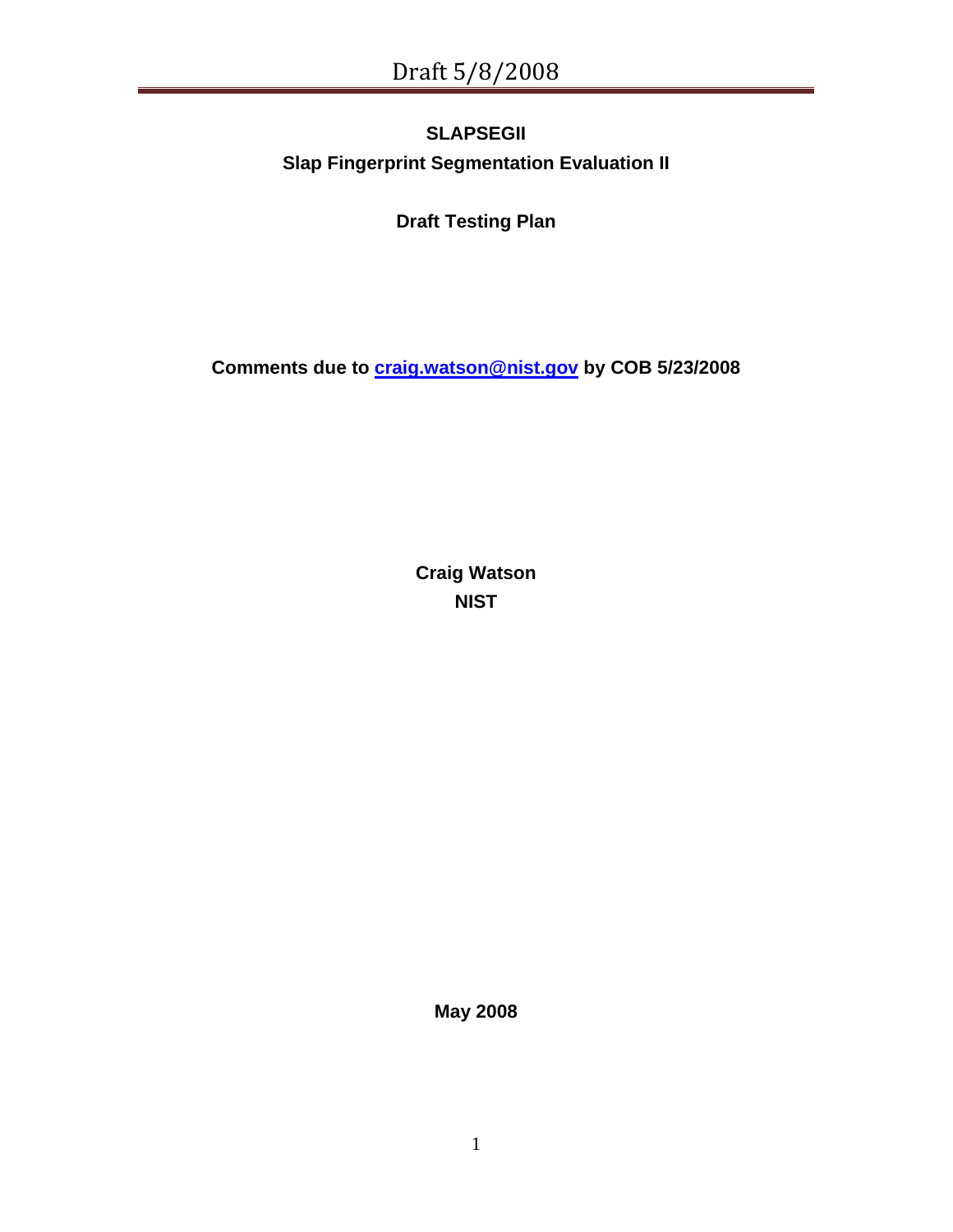# SLAPSEGII

## Slap Fingerprint Segmentation Evaluation II

**Draft Testing Plan**

**Comments due to [craig.watson@nist.gov](mailto:craig.watson@nist.gov) by COB 5/23/2008**

**Craig Watson**
**NIST**

**May 2008**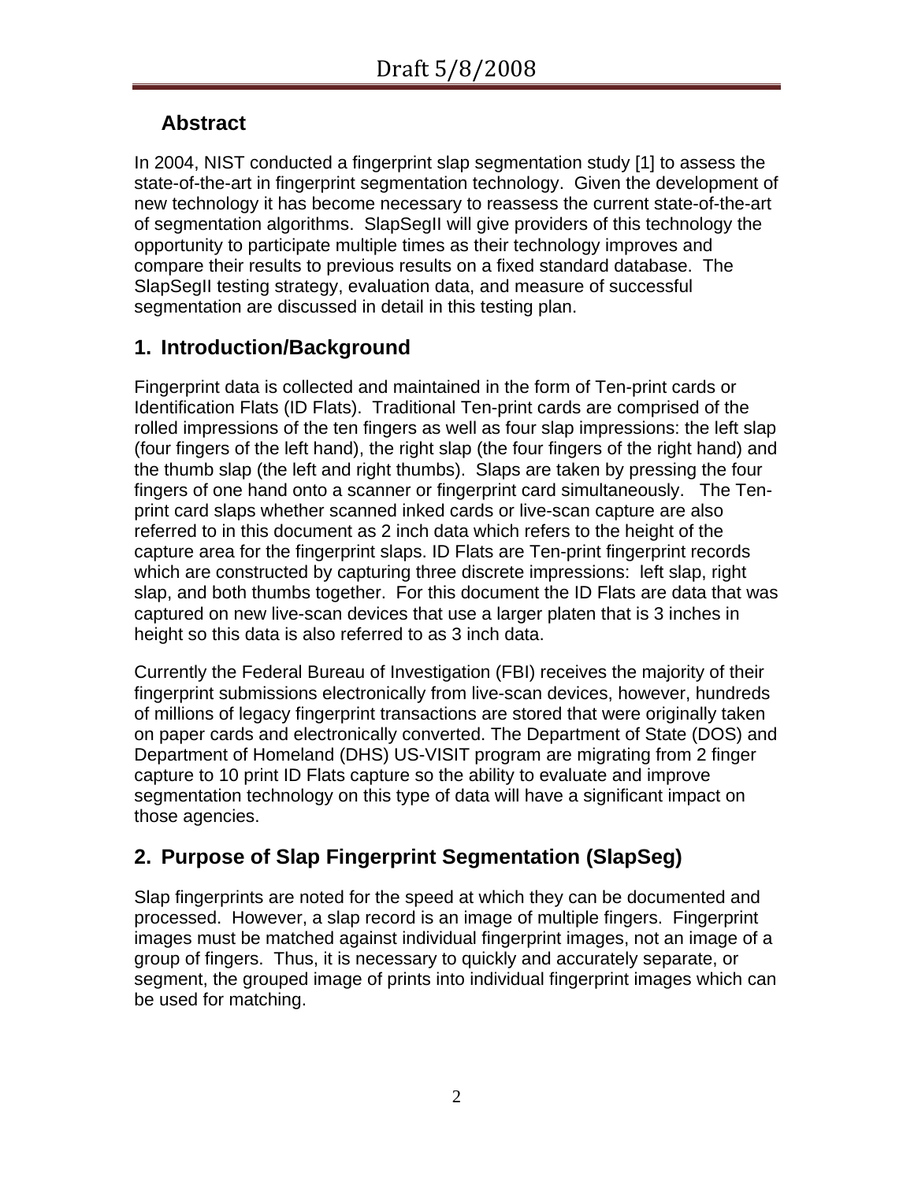## Abstract

In 2004, NIST conducted a fingerprint slap segmentation study [1] to assess the state-of-the-art in fingerprint segmentation technology. Given the development of new technology it has become necessary to reassess the current state-of-the-art of segmentation algorithms. SlapSegII will give providers of this technology the opportunity to participate multiple times as their technology improves and compare their results to previous results on a fixed standard database. The SlapSegII testing strategy, evaluation data, and measure of successful segmentation are discussed in detail in this testing plan.

## 1. Introduction/Background

Fingerprint data is collected and maintained in the form of Ten-print cards or Identification Flats (ID Flats). Traditional Ten-print cards are comprised of the rolled impressions of the ten fingers as well as four slap impressions: the left slap (four fingers of the left hand), the right slap (the four fingers of the right hand) and the thumb slap (the left and right thumbs). Slaps are taken by pressing the four fingers of one hand onto a scanner or fingerprint card simultaneously. The Ten-print card slaps whether scanned inked cards or live-scan capture are also referred to in this document as 2 inch data which refers to the height of the capture area for the fingerprint slaps. ID Flats are Ten-print fingerprint records which are constructed by capturing three discrete impressions: left slap, right slap, and both thumbs together. For this document the ID Flats are data that was captured on new live-scan devices that use a larger platen that is 3 inches in height so this data is also referred to as 3 inch data.

Currently the Federal Bureau of Investigation (FBI) receives the majority of their fingerprint submissions electronically from live-scan devices, however, hundreds of millions of legacy fingerprint transactions are stored that were originally taken on paper cards and electronically converted. The Department of State (DOS) and Department of Homeland (DHS) US-VISIT program are migrating from 2 finger capture to 10 print ID Flats capture so the ability to evaluate and improve segmentation technology on this type of data will have a significant impact on those agencies.

## 2. Purpose of Slap Fingerprint Segmentation (SlapSeg)

Slap fingerprints are noted for the speed at which they can be documented and processed. However, a slap record is an image of multiple fingers. Fingerprint images must be matched against individual fingerprint images, not an image of a group of fingers. Thus, it is necessary to quickly and accurately separate, or segment, the grouped image of prints into individual fingerprint images which can be used for matching.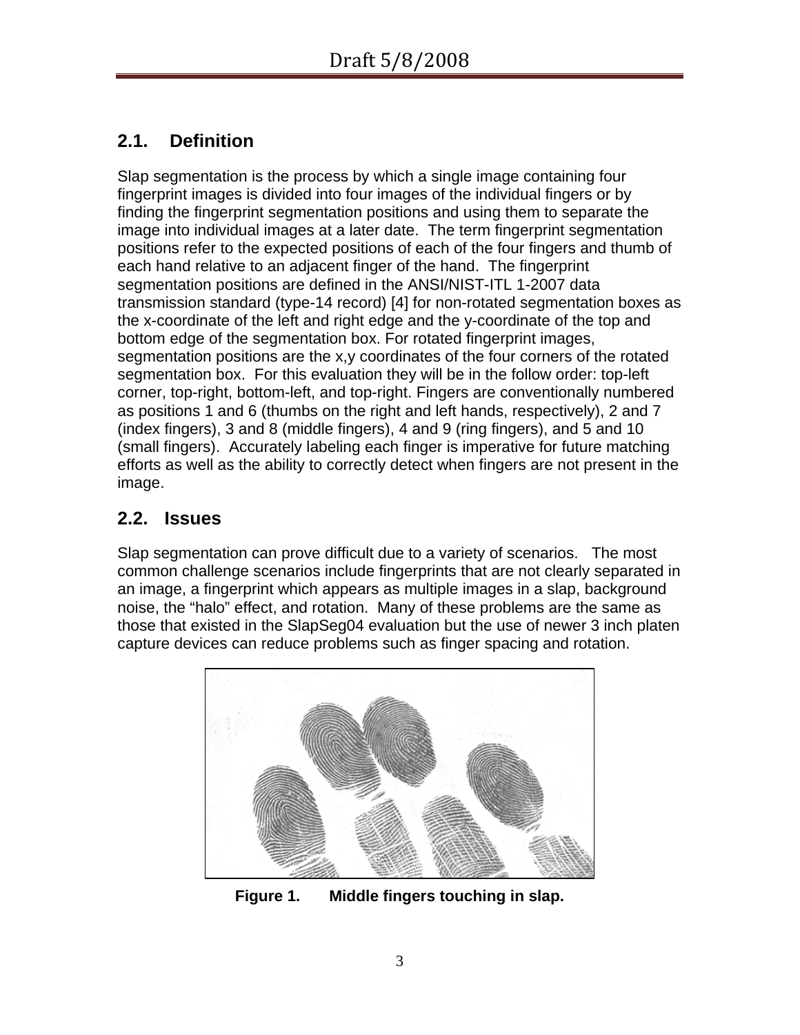## 2.1. Definition

Slap segmentation is the process by which a single image containing four fingerprint images is divided into four images of the individual fingers or by finding the fingerprint segmentation positions and using them to separate the image into individual images at a later date. The term fingerprint segmentation positions refer to the expected positions of each of the four fingers and thumb of each hand relative to an adjacent finger of the hand. The fingerprint segmentation positions are defined in the ANSI/NIST-ITL 1-2007 data transmission standard (type-14 record) [4] for non-rotated segmentation boxes as the x-coordinate of the left and right edge and the y-coordinate of the top and bottom edge of the segmentation box. For rotated fingerprint images, segmentation positions are the x,y coordinates of the four corners of the rotated segmentation box. For this evaluation they will be in the follow order: top-left corner, top-right, bottom-left, and top-right. Fingers are conventionally numbered as positions 1 and 6 (thumbs on the right and left hands, respectively), 2 and 7 (index fingers), 3 and 8 (middle fingers), 4 and 9 (ring fingers), and 5 and 10 (small fingers). Accurately labeling each finger is imperative for future matching efforts as well as the ability to correctly detect when fingers are not present in the image.

## 2.2. Issues

Slap segmentation can prove difficult due to a variety of scenarios. The most common challenge scenarios include fingerprints that are not clearly separated in an image, a fingerprint which appears as multiple images in a slap, background noise, the "halo" effect, and rotation. Many of these problems are the same as those that existed in the SlapSeg04 evaluation but the use of newer 3 inch platen capture devices can reduce problems such as finger spacing and rotation.

**Figure 1. Middle fingers touching in slap.**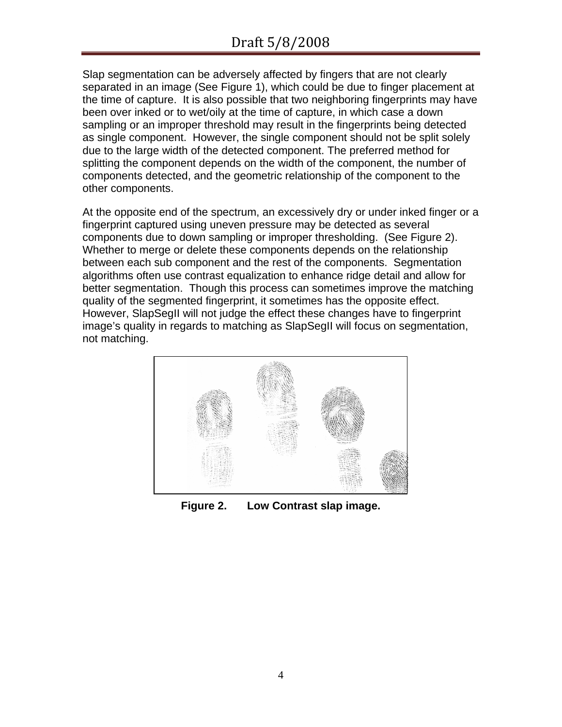Slap segmentation can be adversely affected by fingers that are not clearly separated in an image (See Figure 1), which could be due to finger placement at the time of capture. It is also possible that two neighboring fingerprints may have been over inked or to wet/oily at the time of capture, in which case a down sampling or an improper threshold may result in the fingerprints being detected as single component. However, the single component should not be split solely due to the large width of the detected component. The preferred method for splitting the component depends on the width of the component, the number of components detected, and the geometric relationship of the component to the other components.

At the opposite end of the spectrum, an excessively dry or under inked finger or a fingerprint captured using uneven pressure may be detected as several components due to down sampling or improper thresholding. (See Figure 2). Whether to merge or delete these components depends on the relationship between each sub component and the rest of the components. Segmentation algorithms often use contrast equalization to enhance ridge detail and allow for better segmentation. Though this process can sometimes improve the matching quality of the segmented fingerprint, it sometimes has the opposite effect. However, SlapSegII will not judge the effect these changes have to fingerprint image's quality in regards to matching as SlapSegII will focus on segmentation, not matching.

**Figure 2. Low Contrast slap image.**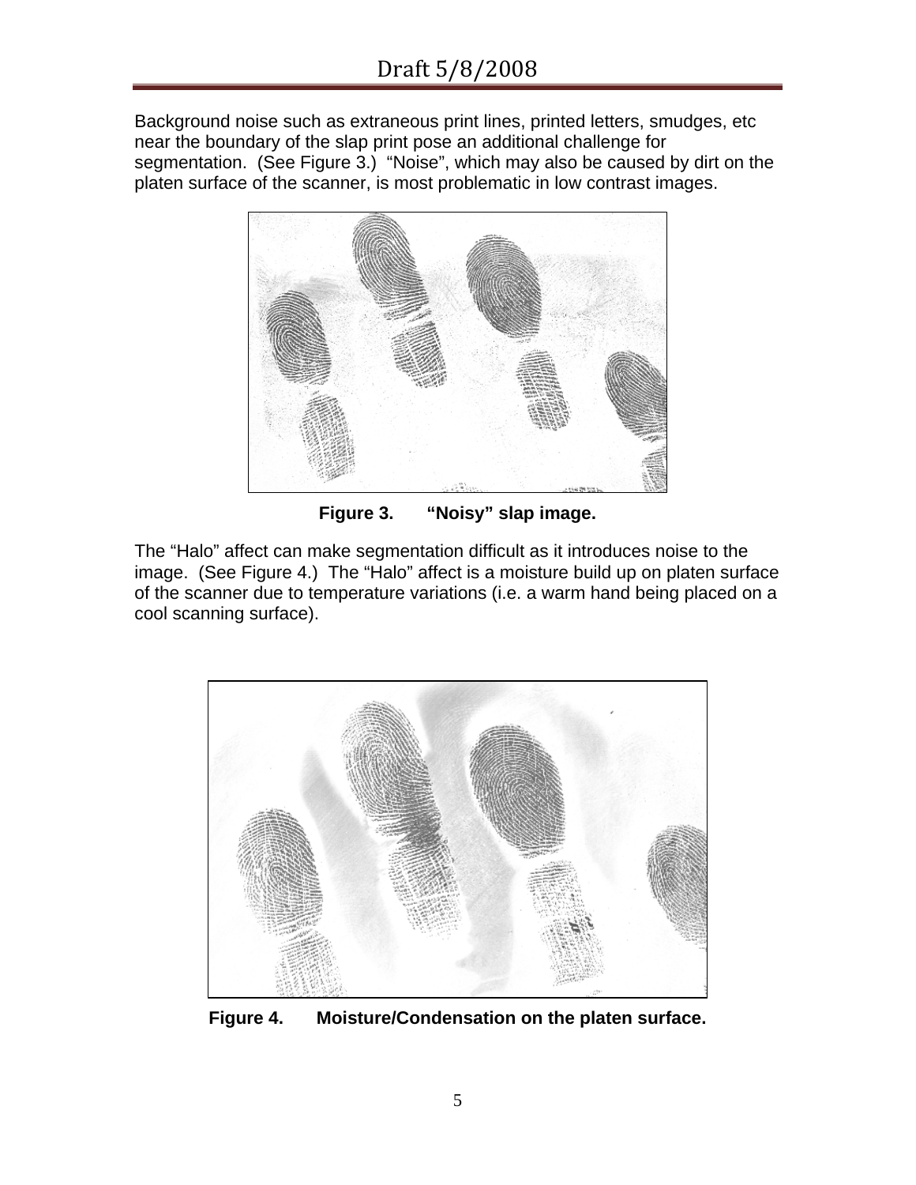Background noise such as extraneous print lines, printed letters, smudges, etc near the boundary of the slap print pose an additional challenge for segmentation. (See Figure 3.) "Noise", which may also be caused by dirt on the platen surface of the scanner, is most problematic in low contrast images.

**Figure 3. "Noisy" slap image.**

The "Halo" affect can make segmentation difficult as it introduces noise to the image. (See Figure 4.) The "Halo" affect is a moisture build up on platen surface of the scanner due to temperature variations (i.e. a warm hand being placed on a cool scanning surface).

**Figure 4. Moisture/Condensation on the platen surface.**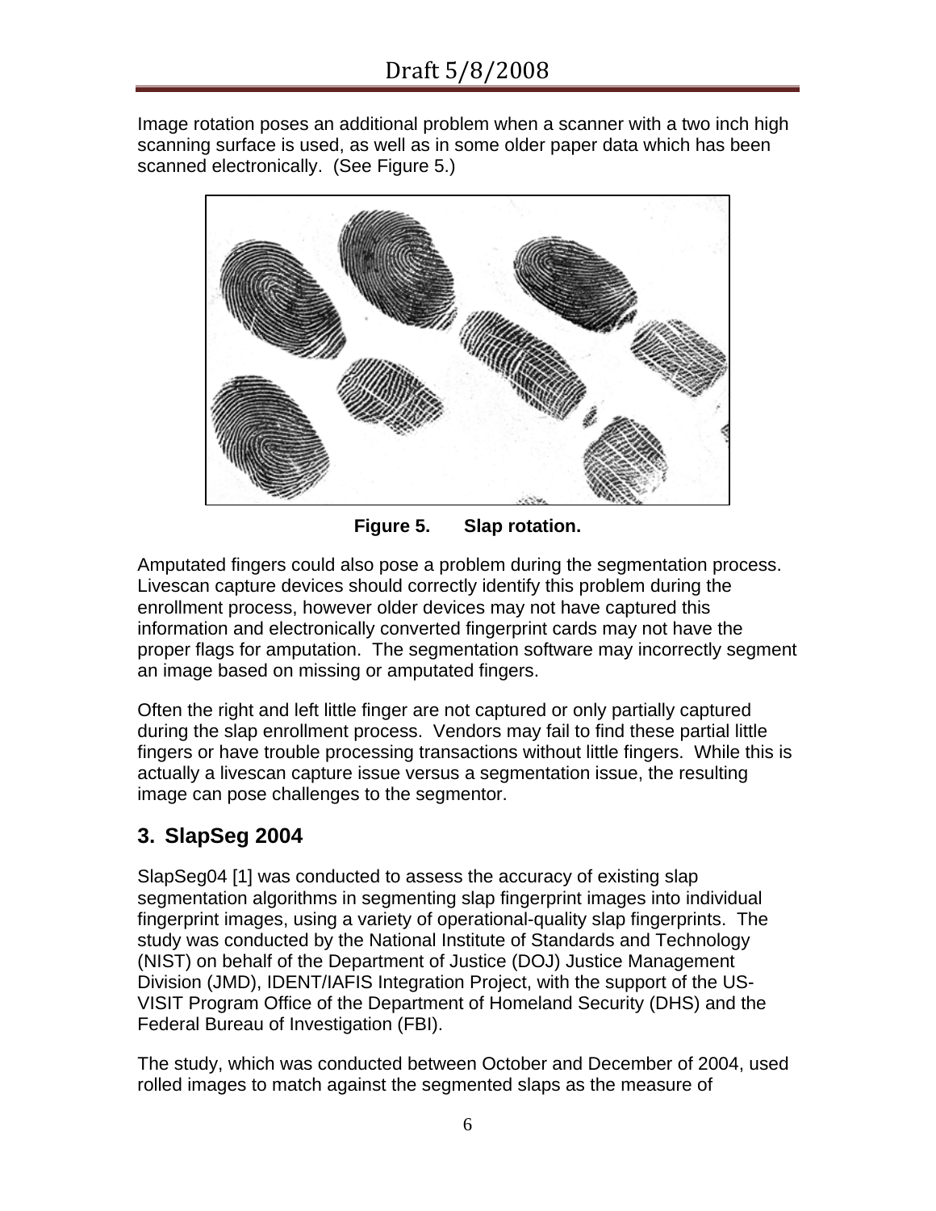Image rotation poses an additional problem when a scanner with a two inch high scanning surface is used, as well as in some older paper data which has been scanned electronically. (See Figure 5.)

**Figure 5. Slap rotation.**

Amputated fingers could also pose a problem during the segmentation process. Livescan capture devices should correctly identify this problem during the enrollment process, however older devices may not have captured this information and electronically converted fingerprint cards may not have the proper flags for amputation. The segmentation software may incorrectly segment an image based on missing or amputated fingers.

Often the right and left little finger are not captured or only partially captured during the slap enrollment process. Vendors may fail to find these partial little fingers or have trouble processing transactions without little fingers. While this is actually a livescan capture issue versus a segmentation issue, the resulting image can pose challenges to the segmentor.

## 3. SlapSeg 2004

SlapSeg04 [1] was conducted to assess the accuracy of existing slap segmentation algorithms in segmenting slap fingerprint images into individual fingerprint images, using a variety of operational-quality slap fingerprints. The study was conducted by the National Institute of Standards and Technology (NIST) on behalf of the Department of Justice (DOJ) Justice Management Division (JMD), IDENT/IAFIS Integration Project, with the support of the US-VISIT Program Office of the Department of Homeland Security (DHS) and the Federal Bureau of Investigation (FBI).

The study, which was conducted between October and December of 2004, used rolled images to match against the segmented slaps as the measure of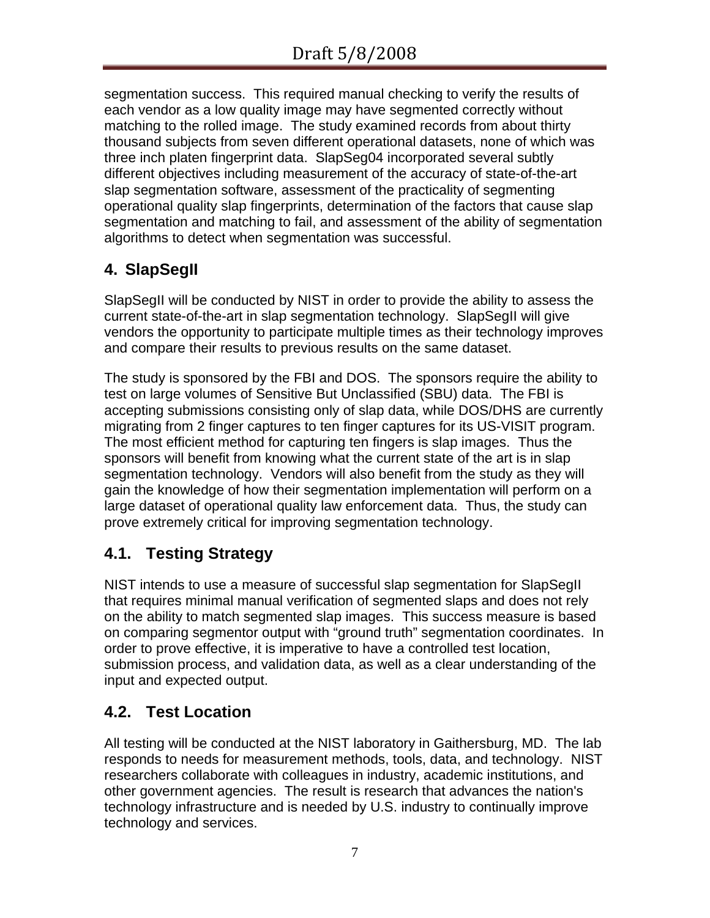segmentation success. This required manual checking to verify the results of each vendor as a low quality image may have segmented correctly without matching to the rolled image. The study examined records from about thirty thousand subjects from seven different operational datasets, none of which was three inch platen fingerprint data. SlapSeg04 incorporated several subtly different objectives including measurement of the accuracy of state-of-the-art slap segmentation software, assessment of the practicality of segmenting operational quality slap fingerprints, determination of the factors that cause slap segmentation and matching to fail, and assessment of the ability of segmentation algorithms to detect when segmentation was successful.

## 4. SlapSegII

SlapSegII will be conducted by NIST in order to provide the ability to assess the current state-of-the-art in slap segmentation technology. SlapSegII will give vendors the opportunity to participate multiple times as their technology improves and compare their results to previous results on the same dataset.

The study is sponsored by the FBI and DOS. The sponsors require the ability to test on large volumes of Sensitive But Unclassified (SBU) data. The FBI is accepting submissions consisting only of slap data, while DOS/DHS are currently migrating from 2 finger captures to ten finger captures for its US-VISIT program. The most efficient method for capturing ten fingers is slap images. Thus the sponsors will benefit from knowing what the current state of the art is in slap segmentation technology. Vendors will also benefit from the study as they will gain the knowledge of how their segmentation implementation will perform on a large dataset of operational quality law enforcement data. Thus, the study can prove extremely critical for improving segmentation technology.

### 4.1. Testing Strategy

NIST intends to use a measure of successful slap segmentation for SlapSegII that requires minimal manual verification of segmented slaps and does not rely on the ability to match segmented slap images. This success measure is based on comparing segmentor output with “ground truth” segmentation coordinates. In order to prove effective, it is imperative to have a controlled test location, submission process, and validation data, as well as a clear understanding of the input and expected output.

### 4.2. Test Location

All testing will be conducted at the NIST laboratory in Gaithersburg, MD. The lab responds to needs for measurement methods, tools, data, and technology. NIST researchers collaborate with colleagues in industry, academic institutions, and other government agencies. The result is research that advances the nation's technology infrastructure and is needed by U.S. industry to continually improve technology and services.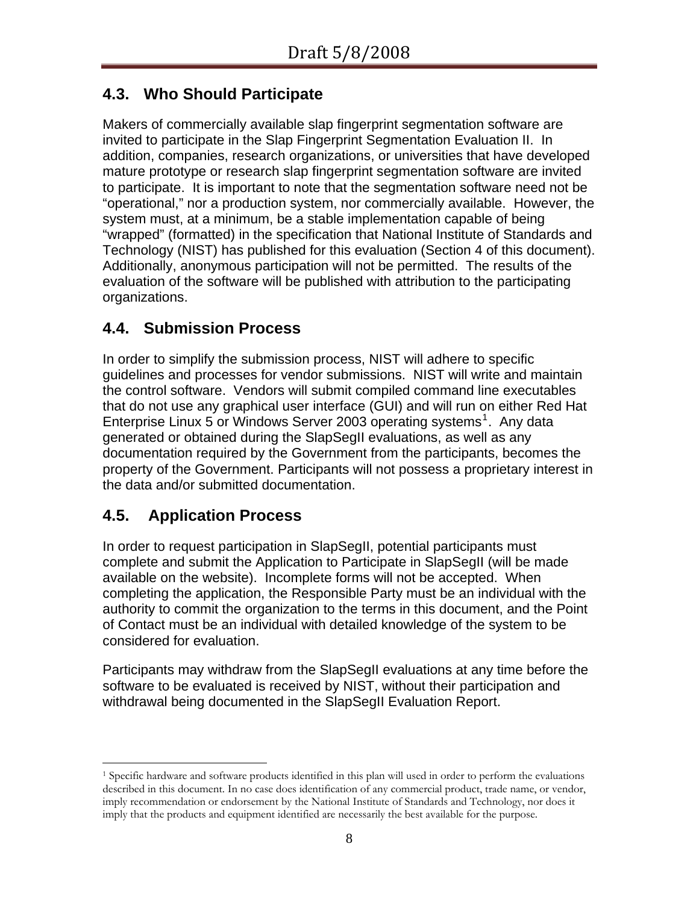## 4.3. Who Should Participate

Makers of commercially available slap fingerprint segmentation software are invited to participate in the Slap Fingerprint Segmentation Evaluation II. In addition, companies, research organizations, or universities that have developed mature prototype or research slap fingerprint segmentation software are invited to participate. It is important to note that the segmentation software need not be "operational," nor a production system, nor commercially available. However, the system must, at a minimum, be a stable implementation capable of being "wrapped" (formatted) in the specification that National Institute of Standards and Technology (NIST) has published for this evaluation (Section 4 of this document). Additionally, anonymous participation will not be permitted. The results of the evaluation of the software will be published with attribution to the participating organizations.

## 4.4. Submission Process

In order to simplify the submission process, NIST will adhere to specific guidelines and processes for vendor submissions. NIST will write and maintain the control software. Vendors will submit compiled command line executables that do not use any graphical user interface (GUI) and will run on either Red Hat Enterprise Linux 5 or Windows Server 2003 operating systems[1]. Any data generated or obtained during the SlapSegII evaluations, as well as any documentation required by the Government from the participants, becomes the property of the Government. Participants will not possess a proprietary interest in the data and/or submitted documentation.

## 4.5. Application Process

In order to request participation in SlapSegII, potential participants must complete and submit the Application to Participate in SlapSegII (will be made available on the website). Incomplete forms will not be accepted. When completing the application, the Responsible Party must be an individual with the authority to commit the organization to the terms in this document, and the Point of Contact must be an individual with detailed knowledge of the system to be considered for evaluation.

Participants may withdraw from the SlapSegII evaluations at any time before the software to be evaluated is received by NIST, without their participation and withdrawal being documented in the SlapSegII Evaluation Report.

---

[1] Specific hardware and software products identified in this plan will used in order to perform the evaluations described in this document. In no case does identification of any commercial product, trade name, or vendor, imply recommendation or endorsement by the National Institute of Standards and Technology, nor does it imply that the products and equipment identified are necessarily the best available for the purpose.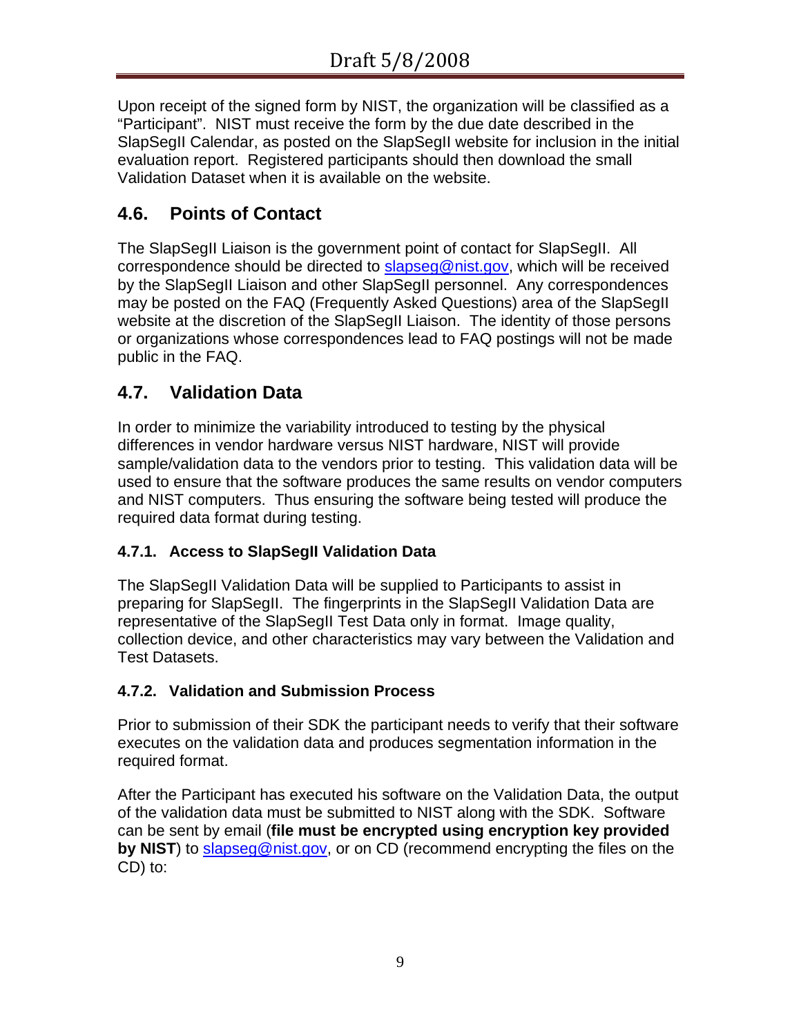Upon receipt of the signed form by NIST, the organization will be classified as a "Participant". NIST must receive the form by the due date described in the SlapSegII Calendar, as posted on the SlapSegII website for inclusion in the initial evaluation report. Registered participants should then download the small Validation Dataset when it is available on the website.

## 4.6. Points of Contact

The SlapSegII Liaison is the government point of contact for SlapSegII. All correspondence should be directed to slapseg@nist.gov, which will be received by the SlapSegII Liaison and other SlapSegII personnel. Any correspondences may be posted on the FAQ (Frequently Asked Questions) area of the SlapSegII website at the discretion of the SlapSegII Liaison. The identity of those persons or organizations whose correspondences lead to FAQ postings will not be made public in the FAQ.

## 4.7. Validation Data

In order to minimize the variability introduced to testing by the physical differences in vendor hardware versus NIST hardware, NIST will provide sample/validation data to the vendors prior to testing. This validation data will be used to ensure that the software produces the same results on vendor computers and NIST computers. Thus ensuring the software being tested will produce the required data format during testing.

### 4.7.1. Access to SlapSegII Validation Data

The SlapSegII Validation Data will be supplied to Participants to assist in preparing for SlapSegII. The fingerprints in the SlapSegII Validation Data are representative of the SlapSegII Test Data only in format. Image quality, collection device, and other characteristics may vary between the Validation and Test Datasets.

### 4.7.2. Validation and Submission Process

Prior to submission of their SDK the participant needs to verify that their software executes on the validation data and produces segmentation information in the required format.

After the Participant has executed his software on the Validation Data, the output of the validation data must be submitted to NIST along with the SDK. Software can be sent by email (**file must be encrypted using encryption key provided by NIST**) to slapseg@nist.gov, or on CD (recommend encrypting the files on the CD) to: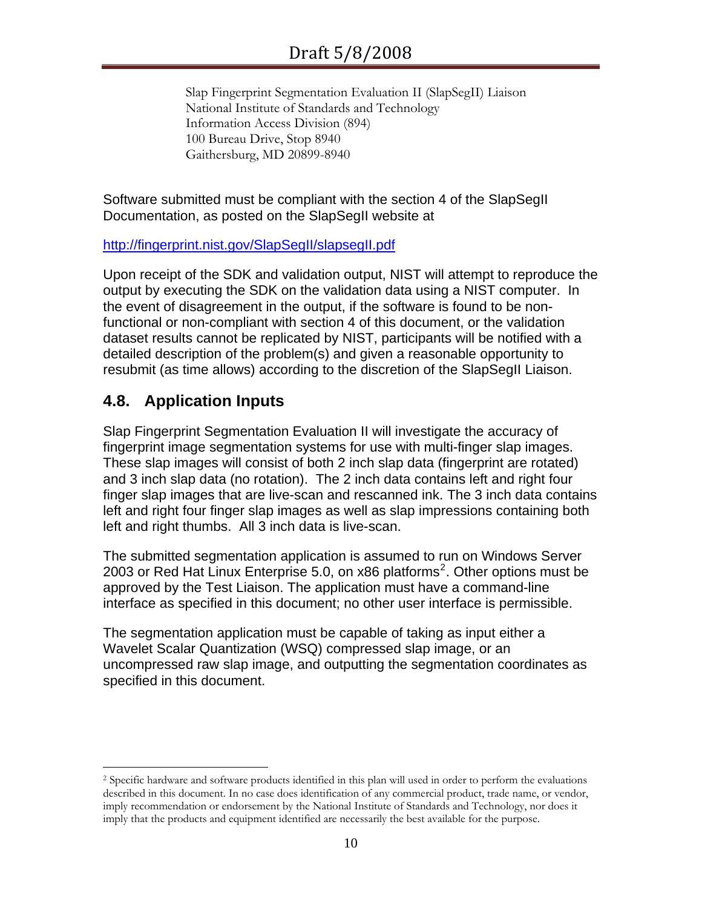Slap Fingerprint Segmentation Evaluation II (SlapSegII) Liaison
National Institute of Standards and Technology
Information Access Division (894)
100 Bureau Drive, Stop 8940
Gaithersburg, MD 20899-8940

Software submitted must be compliant with the section 4 of the SlapSegII Documentation, as posted on the SlapSegII website at

http://fingerprint.nist.gov/SlapSegII/slapsegII.pdf

Upon receipt of the SDK and validation output, NIST will attempt to reproduce the output by executing the SDK on the validation data using a NIST computer. In the event of disagreement in the output, if the software is found to be non-functional or non-compliant with section 4 of this document, or the validation dataset results cannot be replicated by NIST, participants will be notified with a detailed description of the problem(s) and given a reasonable opportunity to resubmit (as time allows) according to the discretion of the SlapSegII Liaison.

## 4.8. Application Inputs

Slap Fingerprint Segmentation Evaluation II will investigate the accuracy of fingerprint image segmentation systems for use with multi-finger slap images. These slap images will consist of both 2 inch slap data (fingerprint are rotated) and 3 inch slap data (no rotation). The 2 inch data contains left and right four finger slap images that are live-scan and rescanned ink. The 3 inch data contains left and right four finger slap images as well as slap impressions containing both left and right thumbs. All 3 inch data is live-scan.

The submitted segmentation application is assumed to run on Windows Server 2003 or Red Hat Linux Enterprise 5.0, on x86 platforms[2]. Other options must be approved by the Test Liaison. The application must have a command-line interface as specified in this document; no other user interface is permissible.

The segmentation application must be capable of taking as input either a Wavelet Scalar Quantization (WSQ) compressed slap image, or an uncompressed raw slap image, and outputting the segmentation coordinates as specified in this document.

---

[2] Specific hardware and software products identified in this plan will used in order to perform the evaluations described in this document. In no case does identification of any commercial product, trade name, or vendor, imply recommendation or endorsement by the National Institute of Standards and Technology, nor does it imply that the products and equipment identified are necessarily the best available for the purpose.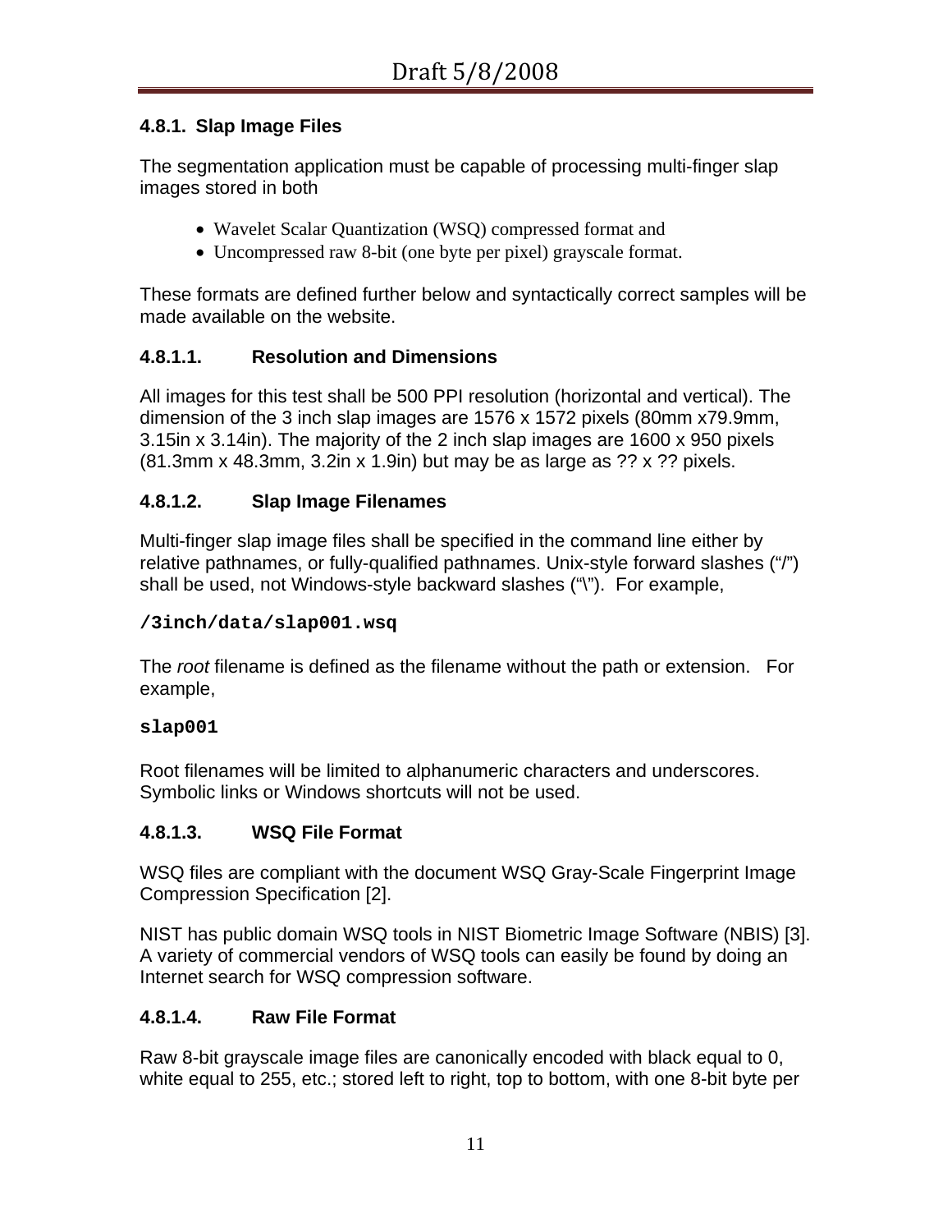### 4.8.1. Slap Image Files

The segmentation application must be capable of processing multi-finger slap images stored in both

- Wavelet Scalar Quantization (WSQ) compressed format and
- Uncompressed raw 8-bit (one byte per pixel) grayscale format.

These formats are defined further below and syntactically correct samples will be made available on the website.

#### 4.8.1.1. Resolution and Dimensions

All images for this test shall be 500 PPI resolution (horizontal and vertical). The dimension of the 3 inch slap images are 1576 x 1572 pixels (80mm x79.9mm, 3.15in x 3.14in). The majority of the 2 inch slap images are 1600 x 950 pixels (81.3mm x 48.3mm, 3.2in x 1.9in) but may be as large as ?? x ?? pixels.

#### 4.8.1.2. Slap Image Filenames

Multi-finger slap image files shall be specified in the command line either by relative pathnames, or fully-qualified pathnames. Unix-style forward slashes (“/”) shall be used, not Windows-style backward slashes (“\”). For example,

```
/3inch/data/slap001.wsq
```

The *root* filename is defined as the filename without the path or extension. For example,

```
slap001
```

Root filenames will be limited to alphanumeric characters and underscores. Symbolic links or Windows shortcuts will not be used.

#### 4.8.1.3. WSQ File Format

WSQ files are compliant with the document WSQ Gray-Scale Fingerprint Image Compression Specification [2].

NIST has public domain WSQ tools in NIST Biometric Image Software (NBIS) [3]. A variety of commercial vendors of WSQ tools can easily be found by doing an Internet search for WSQ compression software.

#### 4.8.1.4. Raw File Format

Raw 8-bit grayscale image files are canonically encoded with black equal to 0, white equal to 255, etc.; stored left to right, top to bottom, with one 8-bit byte per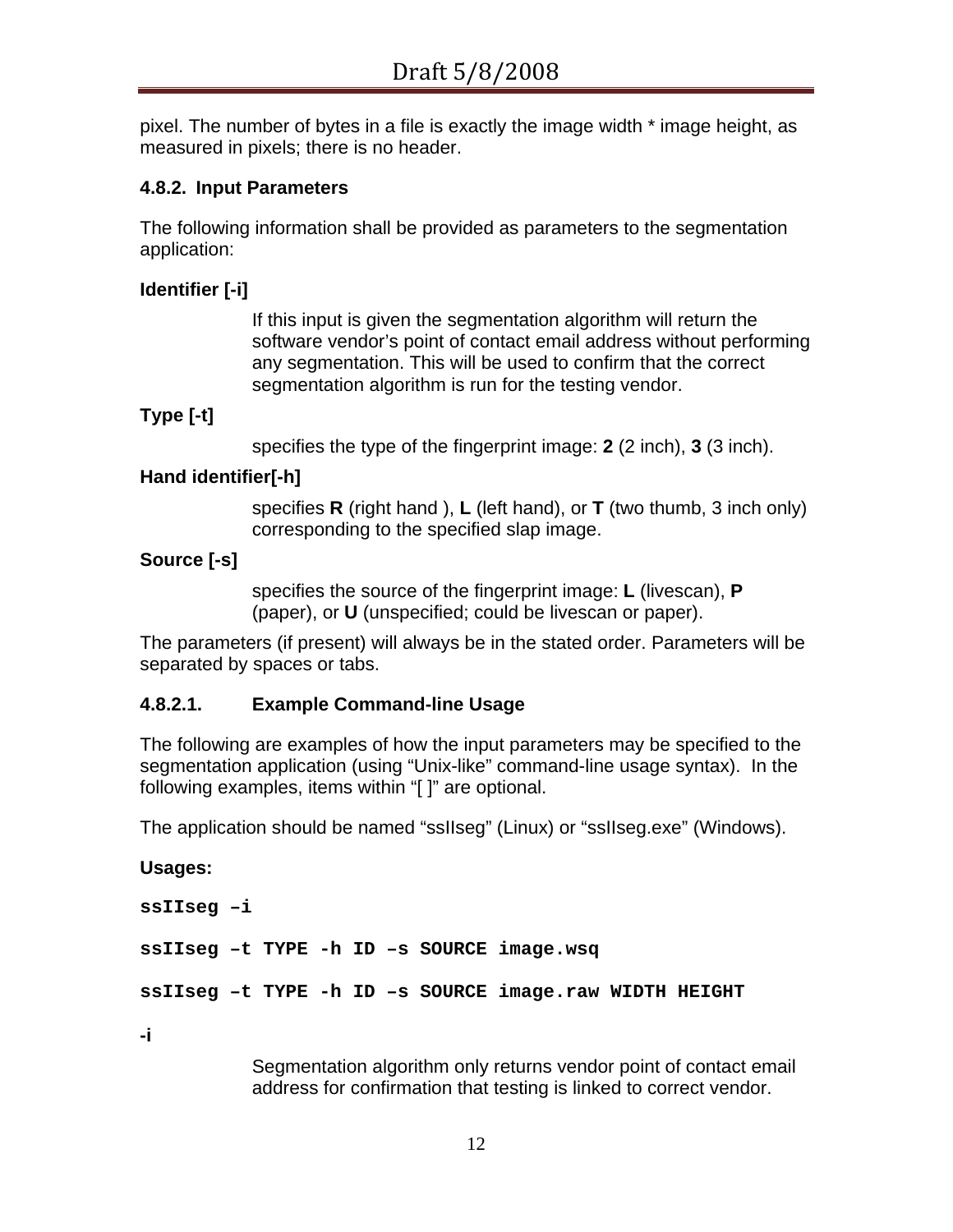pixel. The number of bytes in a file is exactly the image width * image height, as measured in pixels; there is no header.

### 4.8.2. Input Parameters

The following information shall be provided as parameters to the segmentation application:

**Identifier [-i]**

> If this input is given the segmentation algorithm will return the software vendor's point of contact email address without performing any segmentation. This will be used to confirm that the correct segmentation algorithm is run for the testing vendor.

**Type [-t]**

> specifies the type of the fingerprint image: **2** (2 inch), **3** (3 inch).

**Hand identifier[-h]**

> specifies **R** (right hand ), **L** (left hand), or **T** (two thumb, 3 inch only) corresponding to the specified slap image.

**Source [-s]**

> specifies the source of the fingerprint image: **L** (livescan), **P** (paper), or **U** (unspecified; could be livescan or paper).

The parameters (if present) will always be in the stated order. Parameters will be separated by spaces or tabs.

#### 4.8.2.1. Example Command-line Usage

The following are examples of how the input parameters may be specified to the segmentation application (using "Unix-like" command-line usage syntax). In the following examples, items within "[ ]" are optional.

The application should be named "ssIIseg" (Linux) or "ssIIseg.exe" (Windows).

**Usages:**

```
ssIIseg –i

ssIIseg –t TYPE -h ID –s SOURCE image.wsq

ssIIseg –t TYPE -h ID –s SOURCE image.raw WIDTH HEIGHT
```

**-i**

> Segmentation algorithm only returns vendor point of contact email address for confirmation that testing is linked to correct vendor.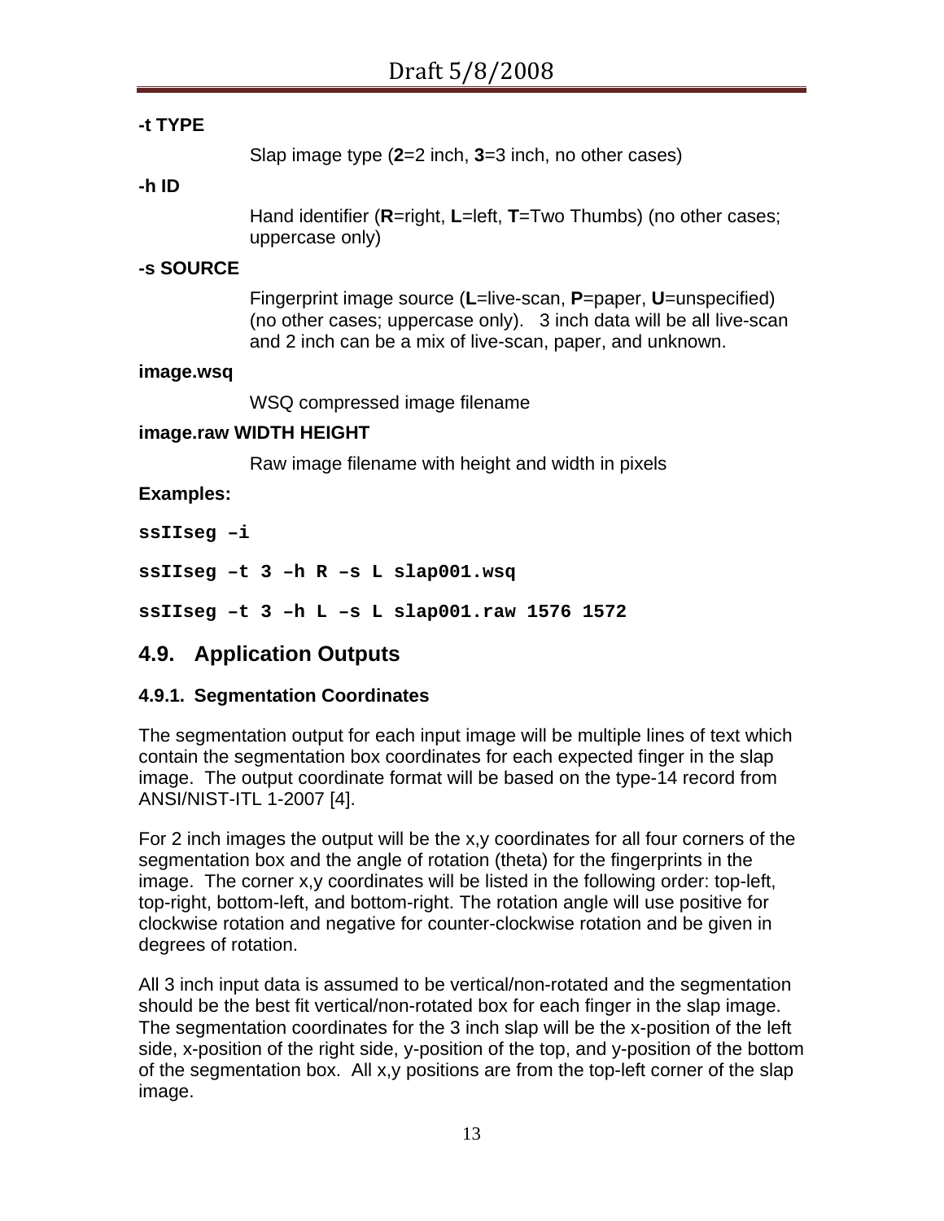**-t TYPE**

Slap image type (**2**=2 inch, **3**=3 inch, no other cases)

**-h ID**

Hand identifier (**R**=right, **L**=left, **T**=Two Thumbs) (no other cases; uppercase only)

**-s SOURCE**

Fingerprint image source (**L**=live-scan, **P**=paper, **U**=unspecified) (no other cases; uppercase only). 3 inch data will be all live-scan and 2 inch can be a mix of live-scan, paper, and unknown.

**image.wsq**

WSQ compressed image filename

**image.raw WIDTH HEIGHT**

Raw image filename with height and width in pixels

**Examples:**

```
ssIIseg –i

ssIIseg –t 3 –h R –s L slap001.wsq

ssIIseg –t 3 –h L –s L slap001.raw 1576 1572
```

## 4.9. Application Outputs

### 4.9.1. Segmentation Coordinates

The segmentation output for each input image will be multiple lines of text which contain the segmentation box coordinates for each expected finger in the slap image. The output coordinate format will be based on the type-14 record from ANSI/NIST-ITL 1-2007 [4].

For 2 inch images the output will be the x,y coordinates for all four corners of the segmentation box and the angle of rotation (theta) for the fingerprints in the image. The corner x,y coordinates will be listed in the following order: top-left, top-right, bottom-left, and bottom-right. The rotation angle will use positive for clockwise rotation and negative for counter-clockwise rotation and be given in degrees of rotation.

All 3 inch input data is assumed to be vertical/non-rotated and the segmentation should be the best fit vertical/non-rotated box for each finger in the slap image. The segmentation coordinates for the 3 inch slap will be the x-position of the left side, x-position of the right side, y-position of the top, and y-position of the bottom of the segmentation box. All x,y positions are from the top-left corner of the slap image.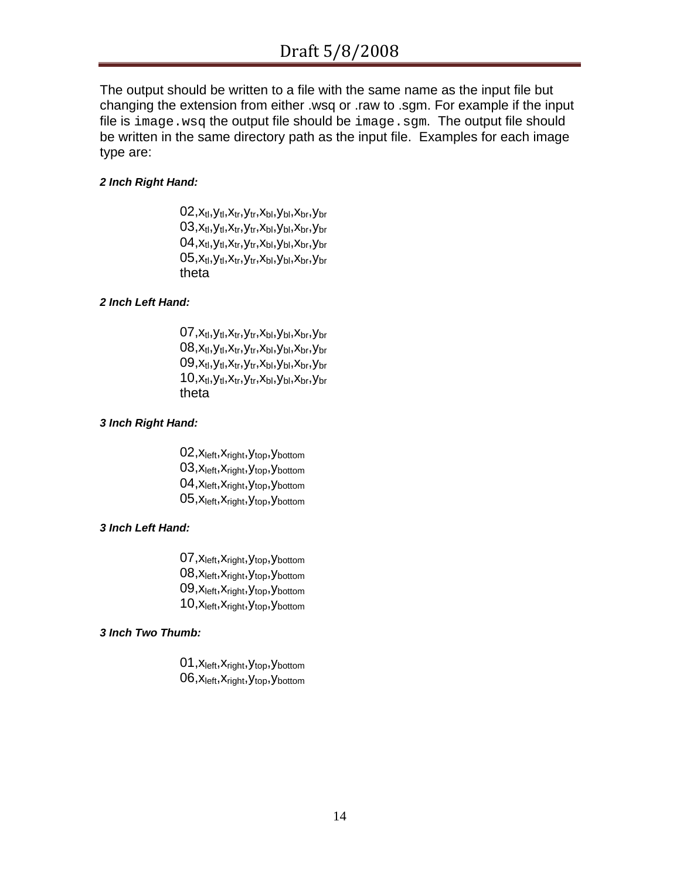The output should be written to a file with the same name as the input file but changing the extension from either .wsq or .raw to .sgm. For example if the input file is `image.wsq` the output file should be `image.sgm`. The output file should be written in the same directory path as the input file. Examples for each image type are:

***2 Inch Right Hand:***

$02, x_{tl}, y_{tl}, x_{tr}, y_{tr}, x_{bl}, y_{bl}, x_{br}, y_{br}$
$03, x_{tl}, y_{tl}, x_{tr}, y_{tr}, x_{bl}, y_{bl}, x_{br}, y_{br}$
$04, x_{tl}, y_{tl}, x_{tr}, y_{tr}, x_{bl}, y_{bl}, x_{br}, y_{br}$
$05, x_{tl}, y_{tl}, x_{tr}, y_{tr}, x_{bl}, y_{bl}, x_{br}, y_{br}$
theta

***2 Inch Left Hand:***

$07, x_{tl}, y_{tl}, x_{tr}, y_{tr}, x_{bl}, y_{bl}, x_{br}, y_{br}$
$08, x_{tl}, y_{tl}, x_{tr}, y_{tr}, x_{bl}, y_{bl}, x_{br}, y_{br}$
$09, x_{tl}, y_{tl}, x_{tr}, y_{tr}, x_{bl}, y_{bl}, x_{br}, y_{br}$
$10, x_{tl}, y_{tl}, x_{tr}, y_{tr}, x_{bl}, y_{bl}, x_{br}, y_{br}$
theta

***3 Inch Right Hand:***

$02, x_{left}, x_{right}, y_{top}, y_{bottom}$
$03, x_{left}, x_{right}, y_{top}, y_{bottom}$
$04, x_{left}, x_{right}, y_{top}, y_{bottom}$
$05, x_{left}, x_{right}, y_{top}, y_{bottom}$

***3 Inch Left Hand:***

$07, x_{left}, x_{right}, y_{top}, y_{bottom}$
$08, x_{left}, x_{right}, y_{top}, y_{bottom}$
$09, x_{left}, x_{right}, y_{top}, y_{bottom}$
$10, x_{left}, x_{right}, y_{top}, y_{bottom}$

***3 Inch Two Thumb:***

$01, x_{left}, x_{right}, y_{top}, y_{bottom}$
$06, x_{left}, x_{right}, y_{top}, y_{bottom}$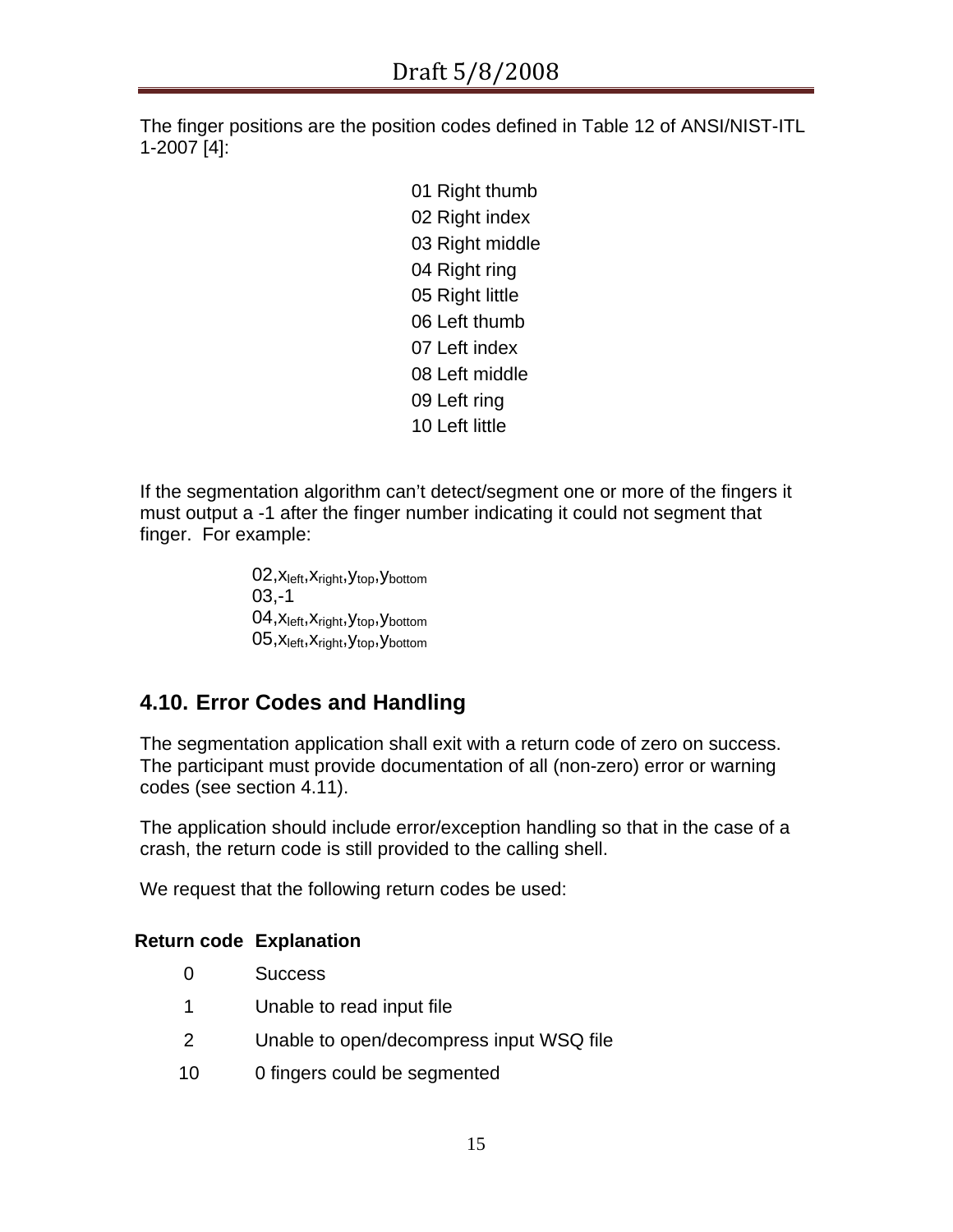The finger positions are the position codes defined in Table 12 of ANSI/NIST-ITL 1-2007 [4]:

01 Right thumb
02 Right index
03 Right middle
04 Right ring
05 Right little
06 Left thumb
07 Left index
08 Left middle
09 Left ring
10 Left little

If the segmentation algorithm can't detect/segment one or more of the fingers it must output a -1 after the finger number indicating it could not segment that finger. For example:

02,$x_{left}$,$x_{right}$,$y_{top}$,$y_{bottom}$
03,-1
04,$x_{left}$,$x_{right}$,$y_{top}$,$y_{bottom}$
05,$x_{left}$,$x_{right}$,$y_{top}$,$y_{bottom}$

## 4.10. Error Codes and Handling

The segmentation application shall exit with a return code of zero on success. The participant must provide documentation of all (non-zero) error or warning codes (see section 4.11).

The application should include error/exception handling so that in the case of a crash, the return code is still provided to the calling shell.

We request that the following return codes be used:

| Return code | Explanation |
|---|---|
| 0 | Success |
| 1 | Unable to read input file |
| 2 | Unable to open/decompress input WSQ file |
| 10 | 0 fingers could be segmented |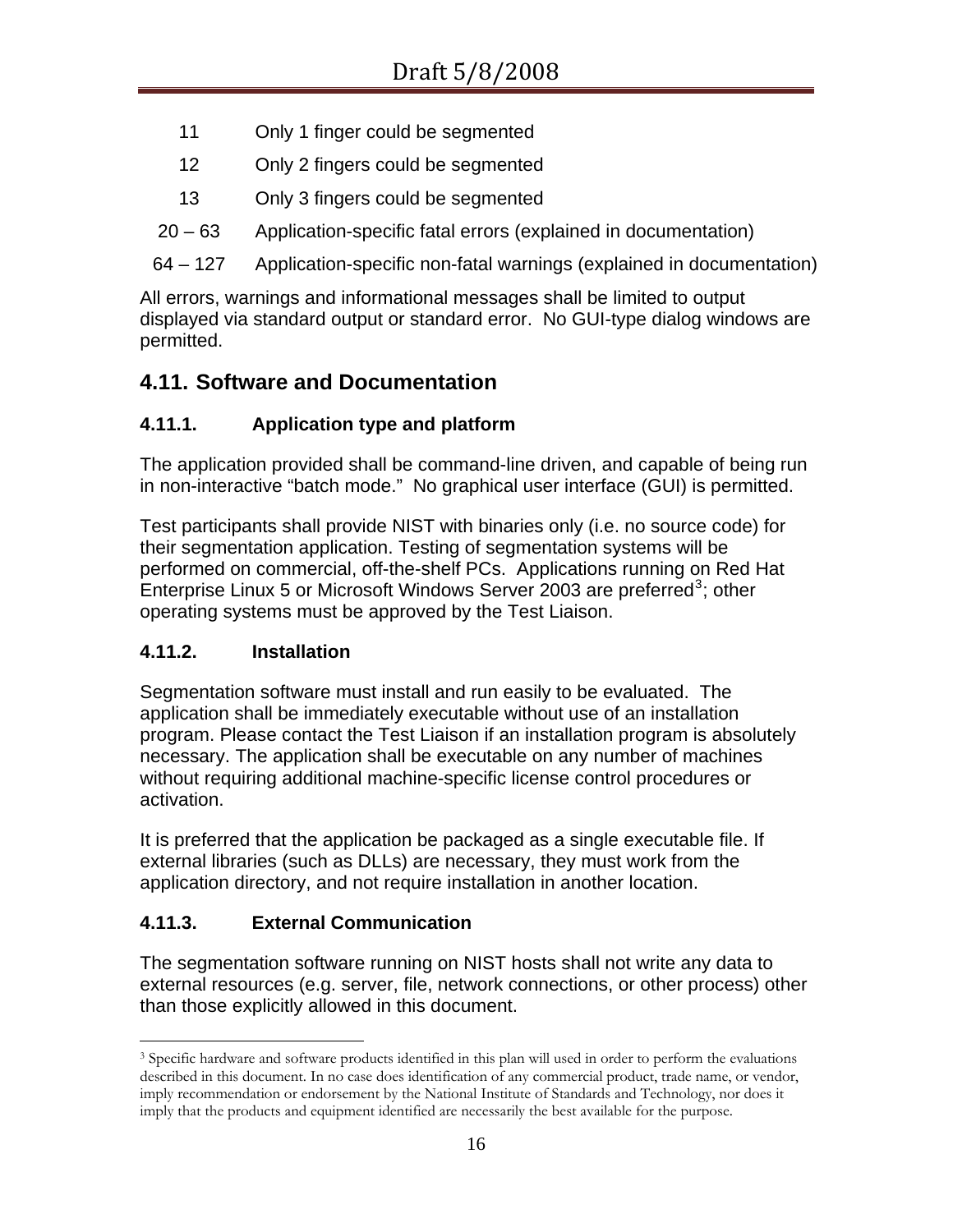| | |
|---|---|
| 11 | Only 1 finger could be segmented |
| 12 | Only 2 fingers could be segmented |
| 13 | Only 3 fingers could be segmented |
| 20 – 63 | Application-specific fatal errors (explained in documentation) |
| 64 – 127 | Application-specific non-fatal warnings (explained in documentation) |

All errors, warnings and informational messages shall be limited to output displayed via standard output or standard error. No GUI-type dialog windows are permitted.

## 4.11. Software and Documentation

### 4.11.1. Application type and platform

The application provided shall be command-line driven, and capable of being run in non-interactive "batch mode." No graphical user interface (GUI) is permitted.

Test participants shall provide NIST with binaries only (i.e. no source code) for their segmentation application. Testing of segmentation systems will be performed on commercial, off-the-shelf PCs. Applications running on Red Hat Enterprise Linux 5 or Microsoft Windows Server 2003 are preferred[3]; other operating systems must be approved by the Test Liaison.

### 4.11.2. Installation

Segmentation software must install and run easily to be evaluated. The application shall be immediately executable without use of an installation program. Please contact the Test Liaison if an installation program is absolutely necessary. The application shall be executable on any number of machines without requiring additional machine-specific license control procedures or activation.

It is preferred that the application be packaged as a single executable file. If external libraries (such as DLLs) are necessary, they must work from the application directory, and not require installation in another location.

### 4.11.3. External Communication

The segmentation software running on NIST hosts shall not write any data to external resources (e.g. server, file, network connections, or other process) other than those explicitly allowed in this document.

---

[3] Specific hardware and software products identified in this plan will used in order to perform the evaluations described in this document. In no case does identification of any commercial product, trade name, or vendor, imply recommendation or endorsement by the National Institute of Standards and Technology, nor does it imply that the products and equipment identified are necessarily the best available for the purpose.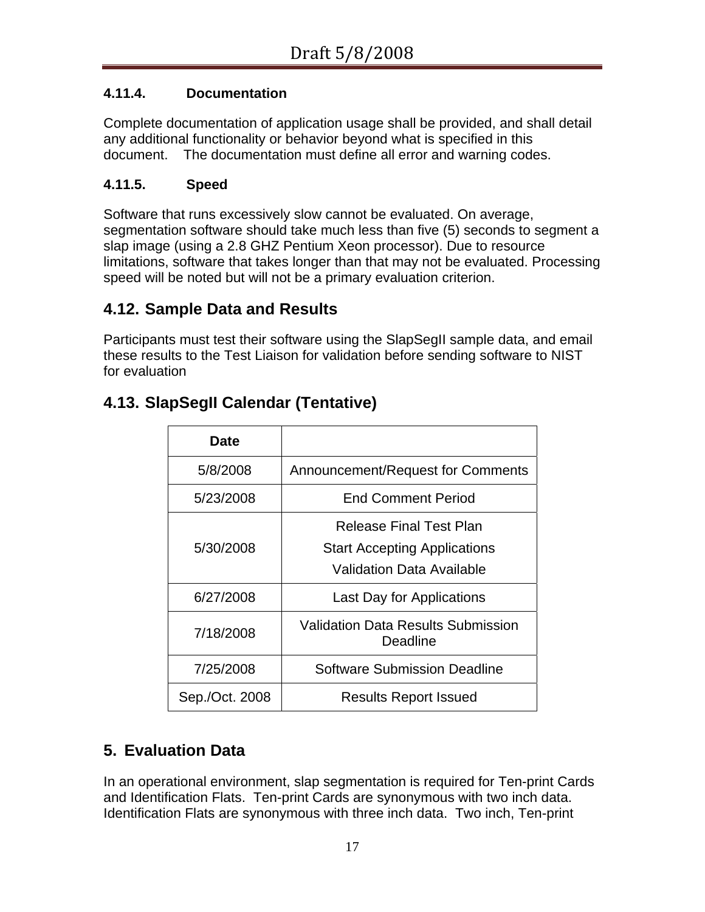#### 4.11.4. Documentation

Complete documentation of application usage shall be provided, and shall detail any additional functionality or behavior beyond what is specified in this document. The documentation must define all error and warning codes.

#### 4.11.5. Speed

Software that runs excessively slow cannot be evaluated. On average, segmentation software should take much less than five (5) seconds to segment a slap image (using a 2.8 GHZ Pentium Xeon processor). Due to resource limitations, software that takes longer than that may not be evaluated. Processing speed will be noted but will not be a primary evaluation criterion.

## 4.12. Sample Data and Results

Participants must test their software using the SlapSegII sample data, and email these results to the Test Liaison for validation before sending software to NIST for evaluation

## 4.13. SlapSegII Calendar (Tentative)

| Date | |
|---|---|
| 5/8/2008 | Announcement/Request for Comments |
| 5/23/2008 | End Comment Period |
| 5/30/2008 | Release Final Test Plan<br>Start Accepting Applications<br>Validation Data Available |
| 6/27/2008 | Last Day for Applications |
| 7/18/2008 | Validation Data Results Submission Deadline |
| 7/25/2008 | Software Submission Deadline |
| Sep./Oct. 2008 | Results Report Issued |

# 5. Evaluation Data

In an operational environment, slap segmentation is required for Ten-print Cards and Identification Flats. Ten-print Cards are synonymous with two inch data. Identification Flats are synonymous with three inch data. Two inch, Ten-print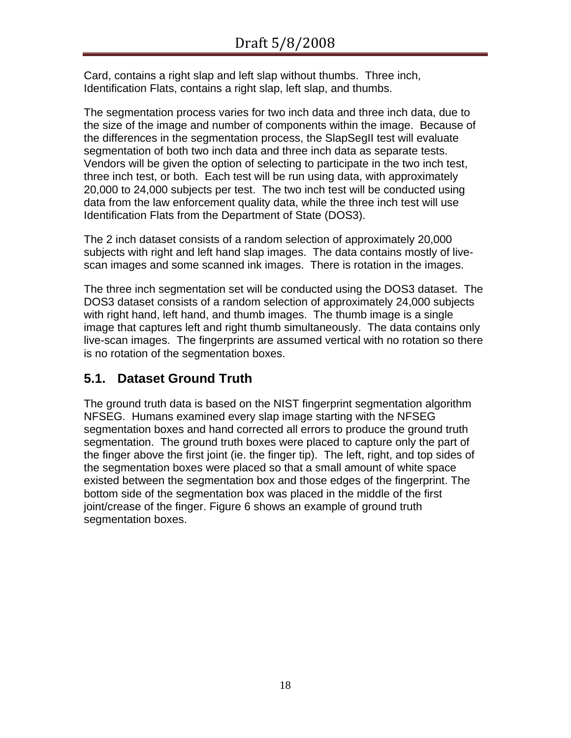Card, contains a right slap and left slap without thumbs. Three inch, Identification Flats, contains a right slap, left slap, and thumbs.

The segmentation process varies for two inch data and three inch data, due to the size of the image and number of components within the image. Because of the differences in the segmentation process, the SlapSegII test will evaluate segmentation of both two inch data and three inch data as separate tests. Vendors will be given the option of selecting to participate in the two inch test, three inch test, or both. Each test will be run using data, with approximately 20,000 to 24,000 subjects per test. The two inch test will be conducted using data from the law enforcement quality data, while the three inch test will use Identification Flats from the Department of State (DOS3).

The 2 inch dataset consists of a random selection of approximately 20,000 subjects with right and left hand slap images. The data contains mostly of live-scan images and some scanned ink images. There is rotation in the images.

The three inch segmentation set will be conducted using the DOS3 dataset. The DOS3 dataset consists of a random selection of approximately 24,000 subjects with right hand, left hand, and thumb images. The thumb image is a single image that captures left and right thumb simultaneously. The data contains only live-scan images. The fingerprints are assumed vertical with no rotation so there is no rotation of the segmentation boxes.

## 5.1. Dataset Ground Truth

The ground truth data is based on the NIST fingerprint segmentation algorithm NFSEG. Humans examined every slap image starting with the NFSEG segmentation boxes and hand corrected all errors to produce the ground truth segmentation. The ground truth boxes were placed to capture only the part of the finger above the first joint (ie. the finger tip). The left, right, and top sides of the segmentation boxes were placed so that a small amount of white space existed between the segmentation box and those edges of the fingerprint. The bottom side of the segmentation box was placed in the middle of the first joint/crease of the finger. Figure 6 shows an example of ground truth segmentation boxes.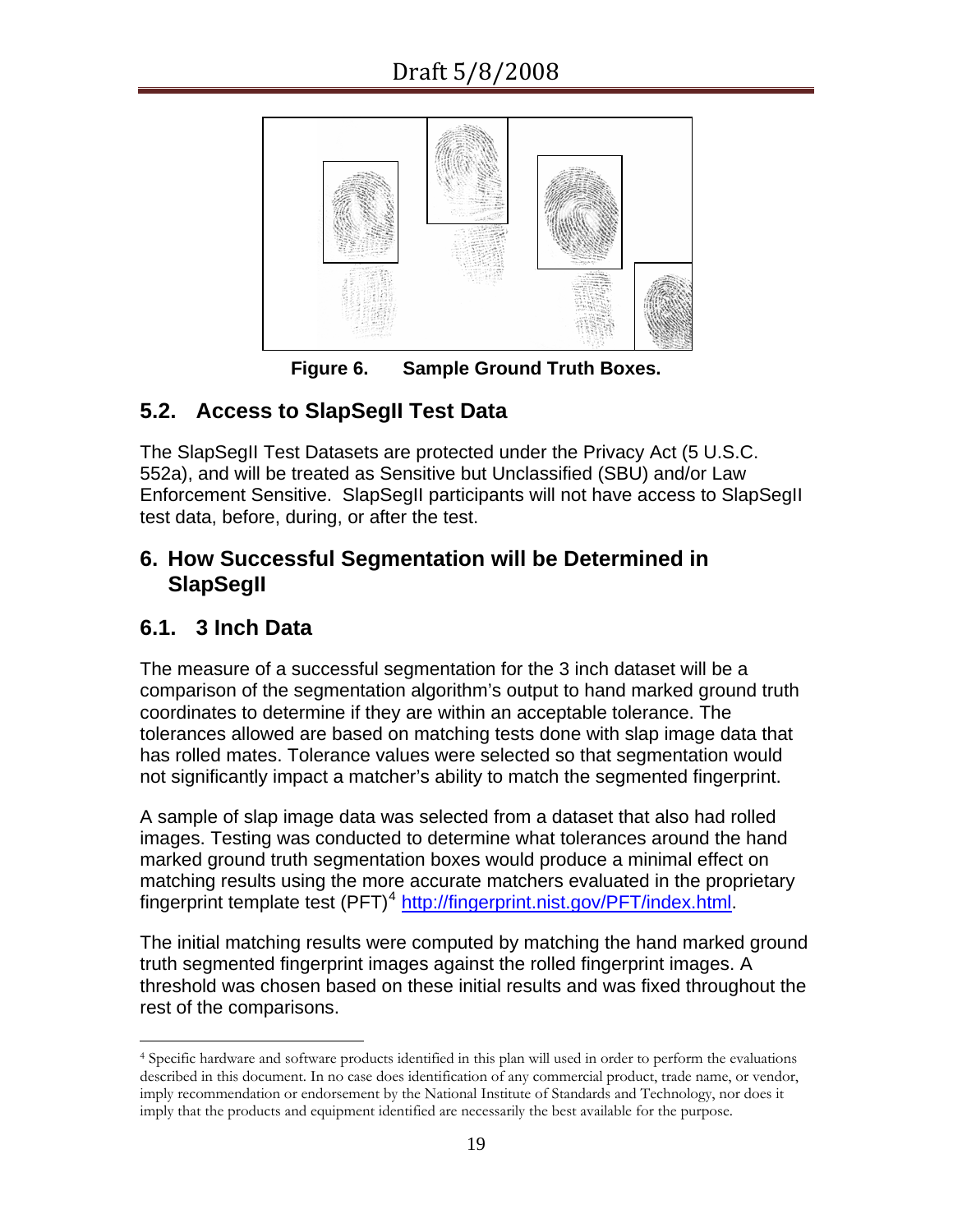Figure 6. Sample Ground Truth Boxes.

## 5.2. Access to SlapSegII Test Data

The SlapSegII Test Datasets are protected under the Privacy Act (5 U.S.C. 552a), and will be treated as Sensitive but Unclassified (SBU) and/or Law Enforcement Sensitive. SlapSegII participants will not have access to SlapSegII test data, before, during, or after the test.

# 6. How Successful Segmentation will be Determined in SlapSegII

## 6.1. 3 Inch Data

The measure of a successful segmentation for the 3 inch dataset will be a comparison of the segmentation algorithm's output to hand marked ground truth coordinates to determine if they are within an acceptable tolerance. The tolerances allowed are based on matching tests done with slap image data that has rolled mates. Tolerance values were selected so that segmentation would not significantly impact a matcher's ability to match the segmented fingerprint.

A sample of slap image data was selected from a dataset that also had rolled images. Testing was conducted to determine what tolerances around the hand marked ground truth segmentation boxes would produce a minimal effect on matching results using the more accurate matchers evaluated in the proprietary fingerprint template test (PFT)[4] http://fingerprint.nist.gov/PFT/index.html.

The initial matching results were computed by matching the hand marked ground truth segmented fingerprint images against the rolled fingerprint images. A threshold was chosen based on these initial results and was fixed throughout the rest of the comparisons.

[4] Specific hardware and software products identified in this plan will used in order to perform the evaluations described in this document. In no case does identification of any commercial product, trade name, or vendor, imply recommendation or endorsement by the National Institute of Standards and Technology, nor does it imply that the products and equipment identified are necessarily the best available for the purpose.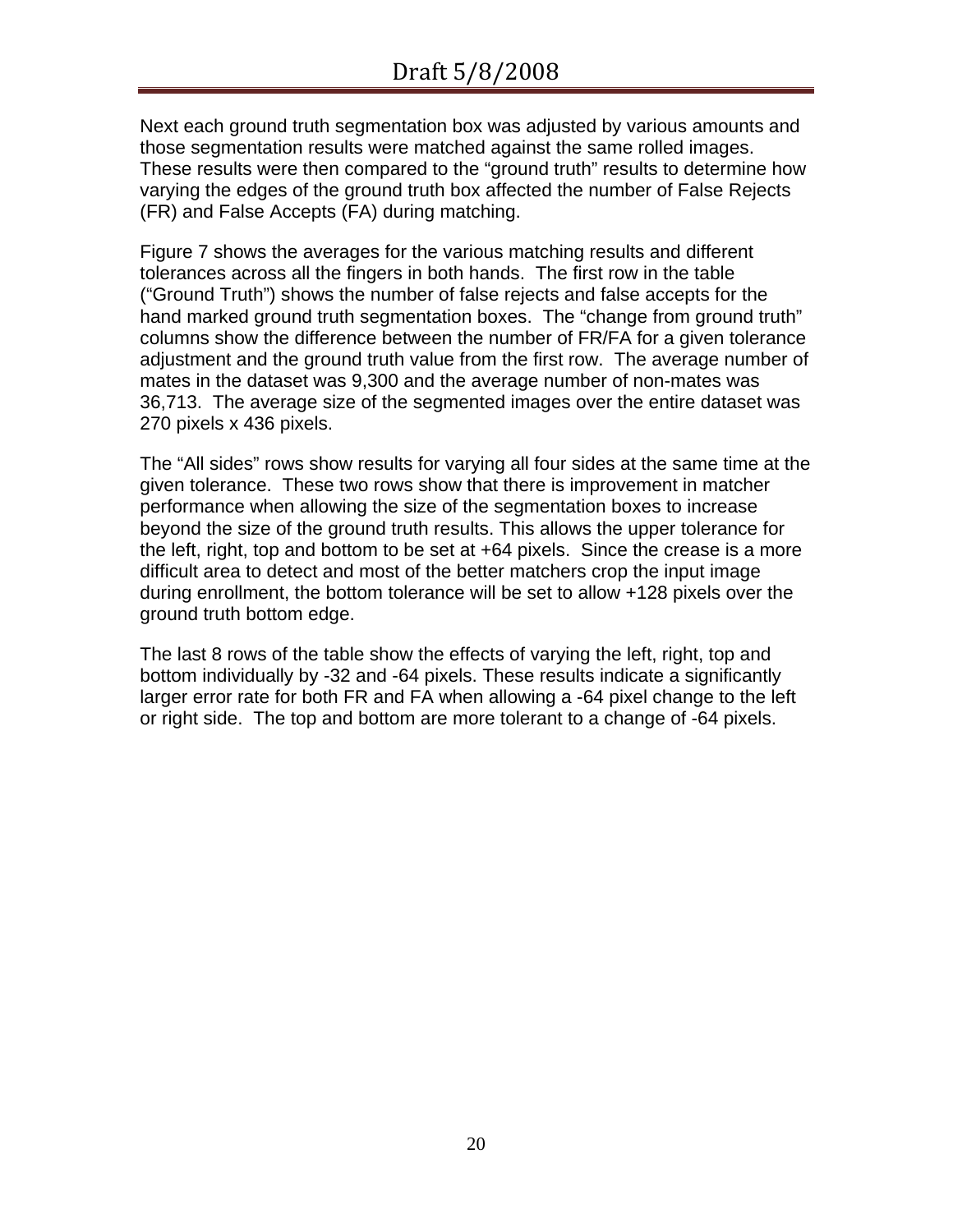Next each ground truth segmentation box was adjusted by various amounts and those segmentation results were matched against the same rolled images. These results were then compared to the "ground truth" results to determine how varying the edges of the ground truth box affected the number of False Rejects (FR) and False Accepts (FA) during matching.

Figure 7 shows the averages for the various matching results and different tolerances across all the fingers in both hands. The first row in the table ("Ground Truth") shows the number of false rejects and false accepts for the hand marked ground truth segmentation boxes. The "change from ground truth" columns show the difference between the number of FR/FA for a given tolerance adjustment and the ground truth value from the first row. The average number of mates in the dataset was 9,300 and the average number of non-mates was 36,713. The average size of the segmented images over the entire dataset was 270 pixels x 436 pixels.

The "All sides" rows show results for varying all four sides at the same time at the given tolerance. These two rows show that there is improvement in matcher performance when allowing the size of the segmentation boxes to increase beyond the size of the ground truth results. This allows the upper tolerance for the left, right, top and bottom to be set at +64 pixels. Since the crease is a more difficult area to detect and most of the better matchers crop the input image during enrollment, the bottom tolerance will be set to allow +128 pixels over the ground truth bottom edge.

The last 8 rows of the table show the effects of varying the left, right, top and bottom individually by -32 and -64 pixels. These results indicate a significantly larger error rate for both FR and FA when allowing a -64 pixel change to the left or right side. The top and bottom are more tolerant to a change of -64 pixels.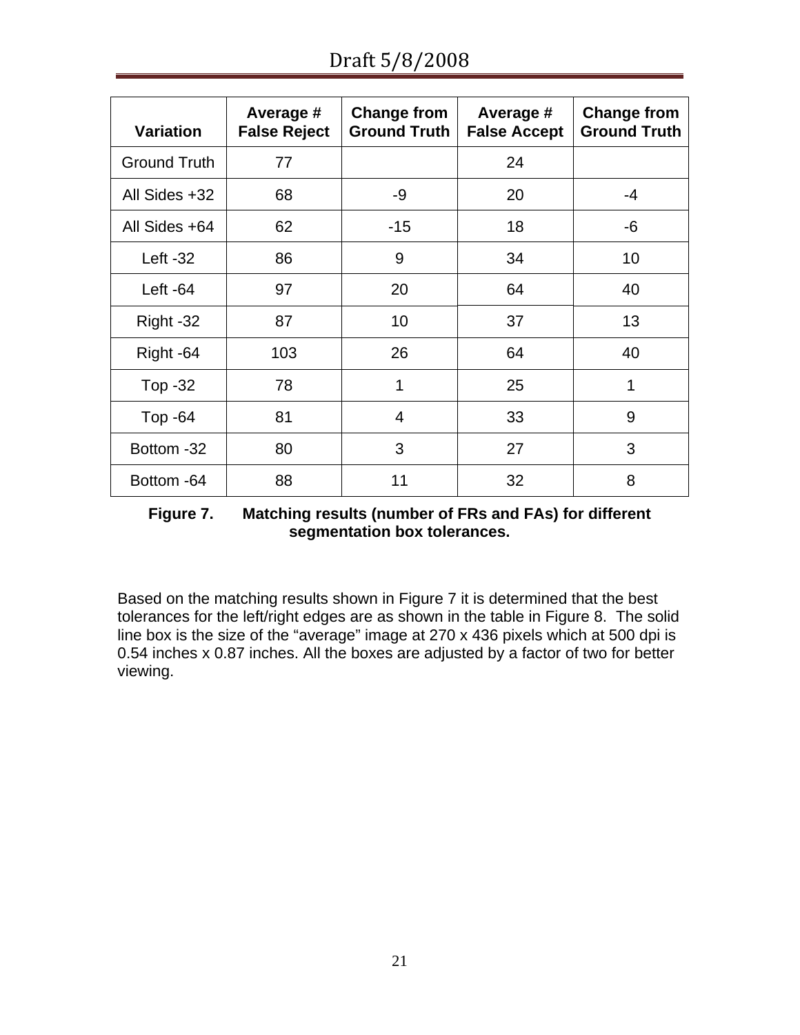| Variation | Average # False Reject | Change from Ground Truth | Average # False Accept | Change from Ground Truth |
|---|---|---|---|---|
| Ground Truth | 77 | | 24 | |
| All Sides +32 | 68 | -9 | 20 | -4 |
| All Sides +64 | 62 | -15 | 18 | -6 |
| Left -32 | 86 | 9 | 34 | 10 |
| Left -64 | 97 | 20 | 64 | 40 |
| Right -32 | 87 | 10 | 37 | 13 |
| Right -64 | 103 | 26 | 64 | 40 |
| Top -32 | 78 | 1 | 25 | 1 |
| Top -64 | 81 | 4 | 33 | 9 |
| Bottom -32 | 80 | 3 | 27 | 3 |
| Bottom -64 | 88 | 11 | 32 | 8 |

**Figure 7. Matching results (number of FRs and FAs) for different segmentation box tolerances.**

Based on the matching results shown in Figure 7 it is determined that the best tolerances for the left/right edges are as shown in the table in Figure 8. The solid line box is the size of the "average" image at 270 x 436 pixels which at 500 dpi is 0.54 inches x 0.87 inches. All the boxes are adjusted by a factor of two for better viewing.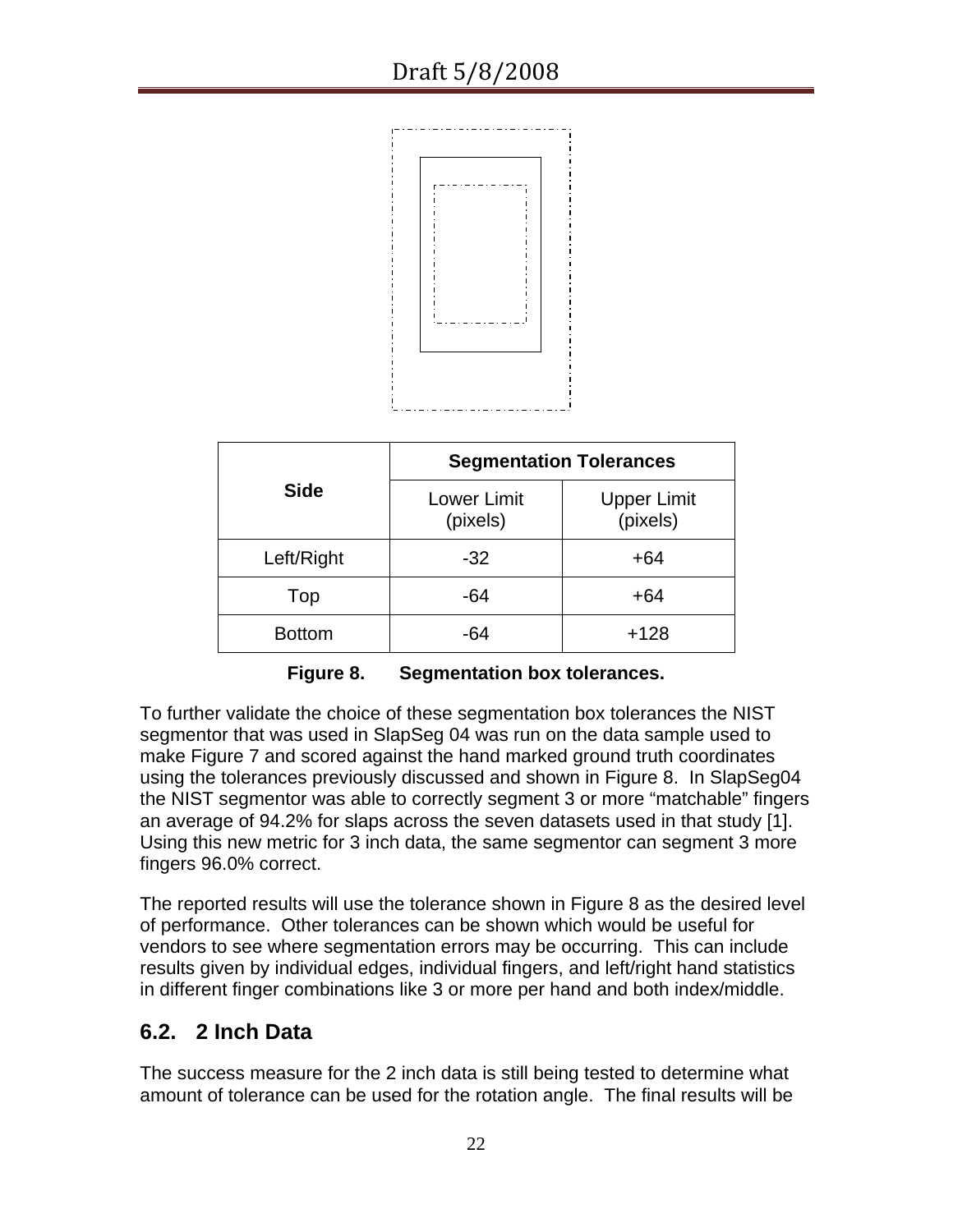| Side | Segmentation Tolerances | |
|---|---|---|
| | Lower Limit (pixels) | Upper Limit (pixels) |
| Left/Right | -32 | +64 |
| Top | -64 | +64 |
| Bottom | -64 | +128 |

**Figure 8. Segmentation box tolerances.**

To further validate the choice of these segmentation box tolerances the NIST segmentor that was used in SlapSeg 04 was run on the data sample used to make Figure 7 and scored against the hand marked ground truth coordinates using the tolerances previously discussed and shown in Figure 8. In SlapSeg04 the NIST segmentor was able to correctly segment 3 or more "matchable" fingers an average of 94.2% for slaps across the seven datasets used in that study [1]. Using this new metric for 3 inch data, the same segmentor can segment 3 more fingers 96.0% correct.

The reported results will use the tolerance shown in Figure 8 as the desired level of performance. Other tolerances can be shown which would be useful for vendors to see where segmentation errors may be occurring. This can include results given by individual edges, individual fingers, and left/right hand statistics in different finger combinations like 3 or more per hand and both index/middle.

## 6.2. 2 Inch Data

The success measure for the 2 inch data is still being tested to determine what amount of tolerance can be used for the rotation angle. The final results will be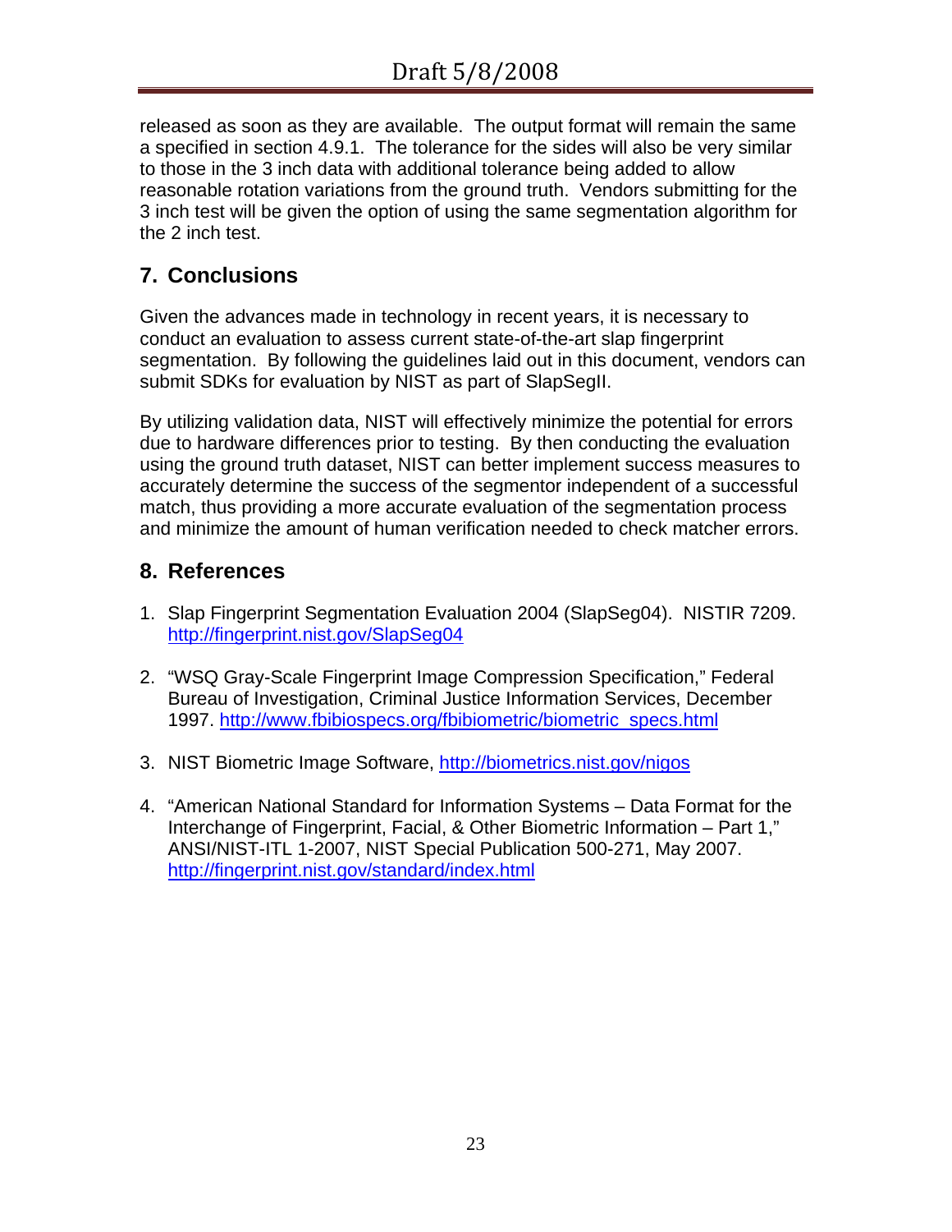released as soon as they are available. The output format will remain the same a specified in section 4.9.1. The tolerance for the sides will also be very similar to those in the 3 inch data with additional tolerance being added to allow reasonable rotation variations from the ground truth. Vendors submitting for the 3 inch test will be given the option of using the same segmentation algorithm for the 2 inch test.

## 7. Conclusions

Given the advances made in technology in recent years, it is necessary to conduct an evaluation to assess current state-of-the-art slap fingerprint segmentation. By following the guidelines laid out in this document, vendors can submit SDKs for evaluation by NIST as part of SlapSegII.

By utilizing validation data, NIST will effectively minimize the potential for errors due to hardware differences prior to testing. By then conducting the evaluation using the ground truth dataset, NIST can better implement success measures to accurately determine the success of the segmentor independent of a successful match, thus providing a more accurate evaluation of the segmentation process and minimize the amount of human verification needed to check matcher errors.

## 8. References

1. Slap Fingerprint Segmentation Evaluation 2004 (SlapSeg04). NISTIR 7209. http://fingerprint.nist.gov/SlapSeg04

2. "WSQ Gray-Scale Fingerprint Image Compression Specification," Federal Bureau of Investigation, Criminal Justice Information Services, December 1997. http://www.fbibiospecs.org/fbibiometric/biometric_specs.html

3. NIST Biometric Image Software, http://biometrics.nist.gov/nigos

4. "American National Standard for Information Systems – Data Format for the Interchange of Fingerprint, Facial, & Other Biometric Information – Part 1," ANSI/NIST-ITL 1-2007, NIST Special Publication 500-271, May 2007. http://fingerprint.nist.gov/standard/index.html